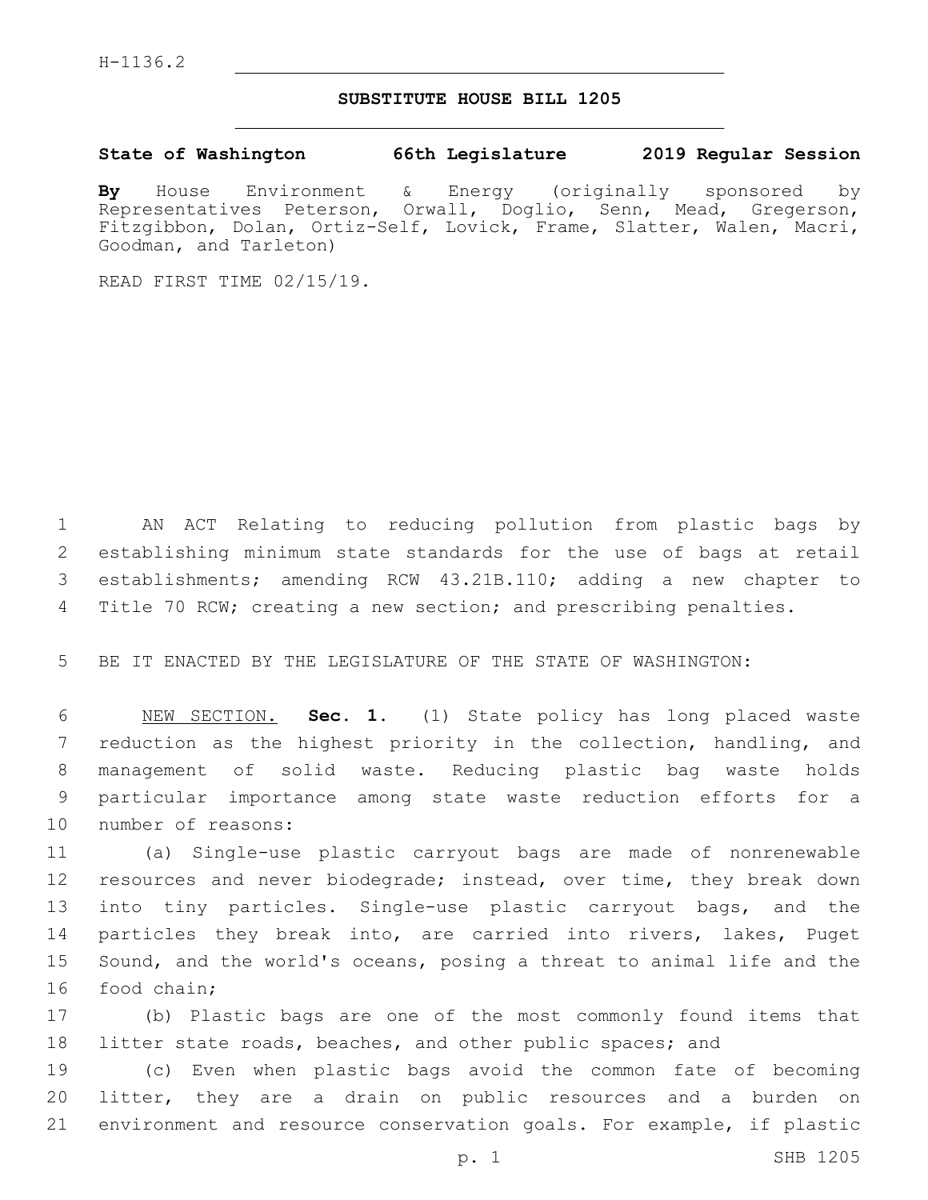H-1136.2

# SUBSTITUTE HOUSE BILL 1205

**State of Washington 66th Legislature 2019 Regular Session**

**By** House Environment & Energy (originally sponsored by Representatives Peterson, Orwall, Doglio, Senn, Mead, Gregerson, Fitzgibbon, Dolan, Ortiz-Self, Lovick, Frame, Slatter, Walen, Macri, Goodman, and Tarleton)

READ FIRST TIME 02/15/19.

AN ACT Relating to reducing pollution from plastic bags by establishing minimum state standards for the use of bags at retail establishments; amending RCW 43.21B.110; adding a new chapter to Title 70 RCW; creating a new section; and prescribing penalties.

BE IT ENACTED BY THE LEGISLATURE OF THE STATE OF WASHINGTON:

NEW SECTION. **Sec. 1.** (1) State policy has long placed waste reduction as the highest priority in the collection, handling, and management of solid waste. Reducing plastic bag waste holds particular importance among state waste reduction efforts for a number of reasons:

(a) Single-use plastic carryout bags are made of nonrenewable resources and never biodegrade; instead, over time, they break down into tiny particles. Single-use plastic carryout bags, and the particles they break into, are carried into rivers, lakes, Puget Sound, and the world's oceans, posing a threat to animal life and the food chain;

(b) Plastic bags are one of the most commonly found items that litter state roads, beaches, and other public spaces; and

(c) Even when plastic bags avoid the common fate of becoming litter, they are a drain on public resources and a burden on environment and resource conservation goals. For example, if plastic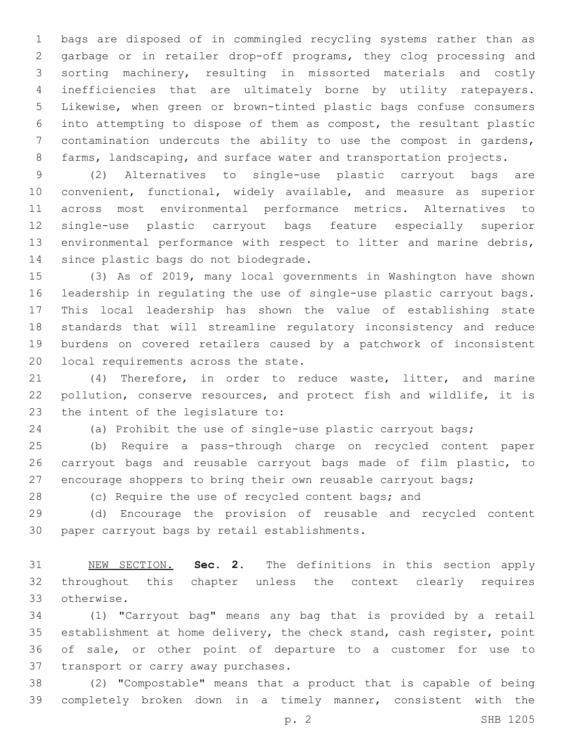bags are disposed of in commingled recycling systems rather than as garbage or in retailer drop-off programs, they clog processing and sorting machinery, resulting in missorted materials and costly inefficiencies that are ultimately borne by utility ratepayers. Likewise, when green or brown-tinted plastic bags confuse consumers into attempting to dispose of them as compost, the resultant plastic contamination undercuts the ability to use the compost in gardens, farms, landscaping, and surface water and transportation projects.

(2) Alternatives to single-use plastic carryout bags are convenient, functional, widely available, and measure as superior across most environmental performance metrics. Alternatives to single-use plastic carryout bags feature especially superior environmental performance with respect to litter and marine debris, since plastic bags do not biodegrade.

(3) As of 2019, many local governments in Washington have shown leadership in regulating the use of single-use plastic carryout bags. This local leadership has shown the value of establishing state standards that will streamline regulatory inconsistency and reduce burdens on covered retailers caused by a patchwork of inconsistent local requirements across the state.

(4) Therefore, in order to reduce waste, litter, and marine pollution, conserve resources, and protect fish and wildlife, it is the intent of the legislature to:

(a) Prohibit the use of single-use plastic carryout bags;

(b) Require a pass-through charge on recycled content paper carryout bags and reusable carryout bags made of film plastic, to encourage shoppers to bring their own reusable carryout bags;

(c) Require the use of recycled content bags; and

(d) Encourage the provision of reusable and recycled content paper carryout bags by retail establishments.

NEW SECTION. **Sec. 2.** The definitions in this section apply throughout this chapter unless the context clearly requires otherwise.

(1) "Carryout bag" means any bag that is provided by a retail establishment at home delivery, the check stand, cash register, point of sale, or other point of departure to a customer for use to transport or carry away purchases.

(2) "Compostable" means that a product that is capable of being completely broken down in a timely manner, consistent with the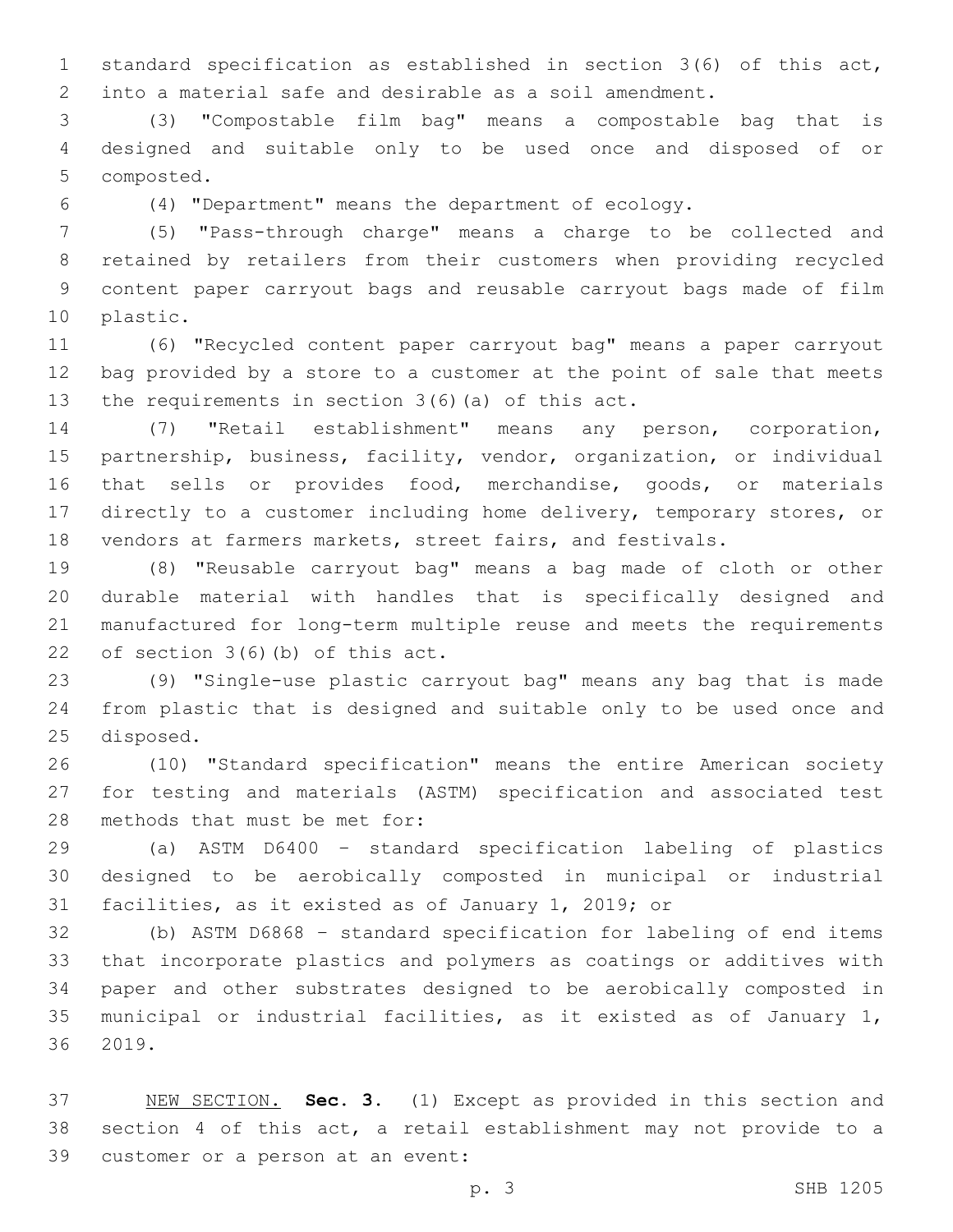standard specification as established in section 3(6) of this act, into a material safe and desirable as a soil amendment.

(3) "Compostable film bag" means a compostable bag that is designed and suitable only to be used once and disposed of or composted.

(4) "Department" means the department of ecology.

(5) "Pass-through charge" means a charge to be collected and retained by retailers from their customers when providing recycled content paper carryout bags and reusable carryout bags made of film plastic.

(6) "Recycled content paper carryout bag" means a paper carryout bag provided by a store to a customer at the point of sale that meets the requirements in section 3(6)(a) of this act.

(7) "Retail establishment" means any person, corporation, partnership, business, facility, vendor, organization, or individual that sells or provides food, merchandise, goods, or materials directly to a customer including home delivery, temporary stores, or vendors at farmers markets, street fairs, and festivals.

(8) "Reusable carryout bag" means a bag made of cloth or other durable material with handles that is specifically designed and manufactured for long-term multiple reuse and meets the requirements of section 3(6)(b) of this act.

(9) "Single-use plastic carryout bag" means any bag that is made from plastic that is designed and suitable only to be used once and disposed.

(10) "Standard specification" means the entire American society for testing and materials (ASTM) specification and associated test methods that must be met for:

(a) ASTM D6400 - standard specification labeling of plastics designed to be aerobically composted in municipal or industrial facilities, as it existed as of January 1, 2019; or

(b) ASTM D6868 - standard specification for labeling of end items that incorporate plastics and polymers as coatings or additives with paper and other substrates designed to be aerobically composted in municipal or industrial facilities, as it existed as of January 1, 2019.

NEW SECTION. **Sec. 3.** (1) Except as provided in this section and section 4 of this act, a retail establishment may not provide to a customer or a person at an event: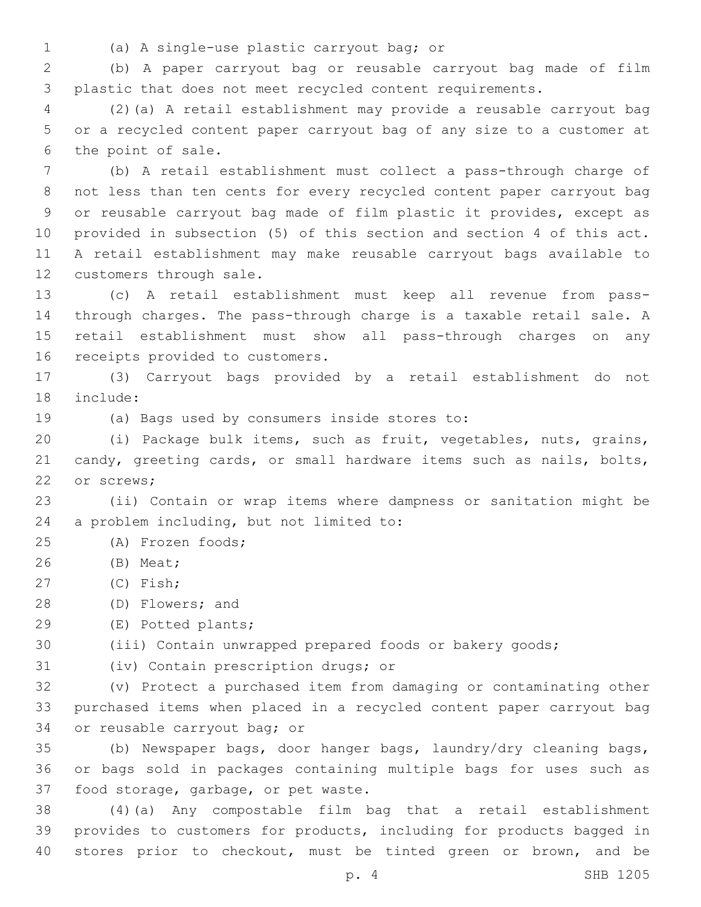(a) A single-use plastic carryout bag; or

(b) A paper carryout bag or reusable carryout bag made of film plastic that does not meet recycled content requirements.

(2)(a) A retail establishment may provide a reusable carryout bag or a recycled content paper carryout bag of any size to a customer at the point of sale.

(b) A retail establishment must collect a pass-through charge of not less than ten cents for every recycled content paper carryout bag or reusable carryout bag made of film plastic it provides, except as provided in subsection (5) of this section and section 4 of this act. A retail establishment may make reusable carryout bags available to customers through sale.

(c) A retail establishment must keep all revenue from pass-through charges. The pass-through charge is a taxable retail sale. A retail establishment must show all pass-through charges on any receipts provided to customers.

(3) Carryout bags provided by a retail establishment do not include:

(a) Bags used by consumers inside stores to:

(i) Package bulk items, such as fruit, vegetables, nuts, grains, candy, greeting cards, or small hardware items such as nails, bolts, or screws;

(ii) Contain or wrap items where dampness or sanitation might be a problem including, but not limited to:

(A) Frozen foods;

(B) Meat;

(C) Fish;

(D) Flowers; and

(E) Potted plants;

(iii) Contain unwrapped prepared foods or bakery goods;

(iv) Contain prescription drugs; or

(v) Protect a purchased item from damaging or contaminating other purchased items when placed in a recycled content paper carryout bag or reusable carryout bag; or

(b) Newspaper bags, door hanger bags, laundry/dry cleaning bags, or bags sold in packages containing multiple bags for uses such as food storage, garbage, or pet waste.

(4)(a) Any compostable film bag that a retail establishment provides to customers for products, including for products bagged in stores prior to checkout, must be tinted green or brown, and be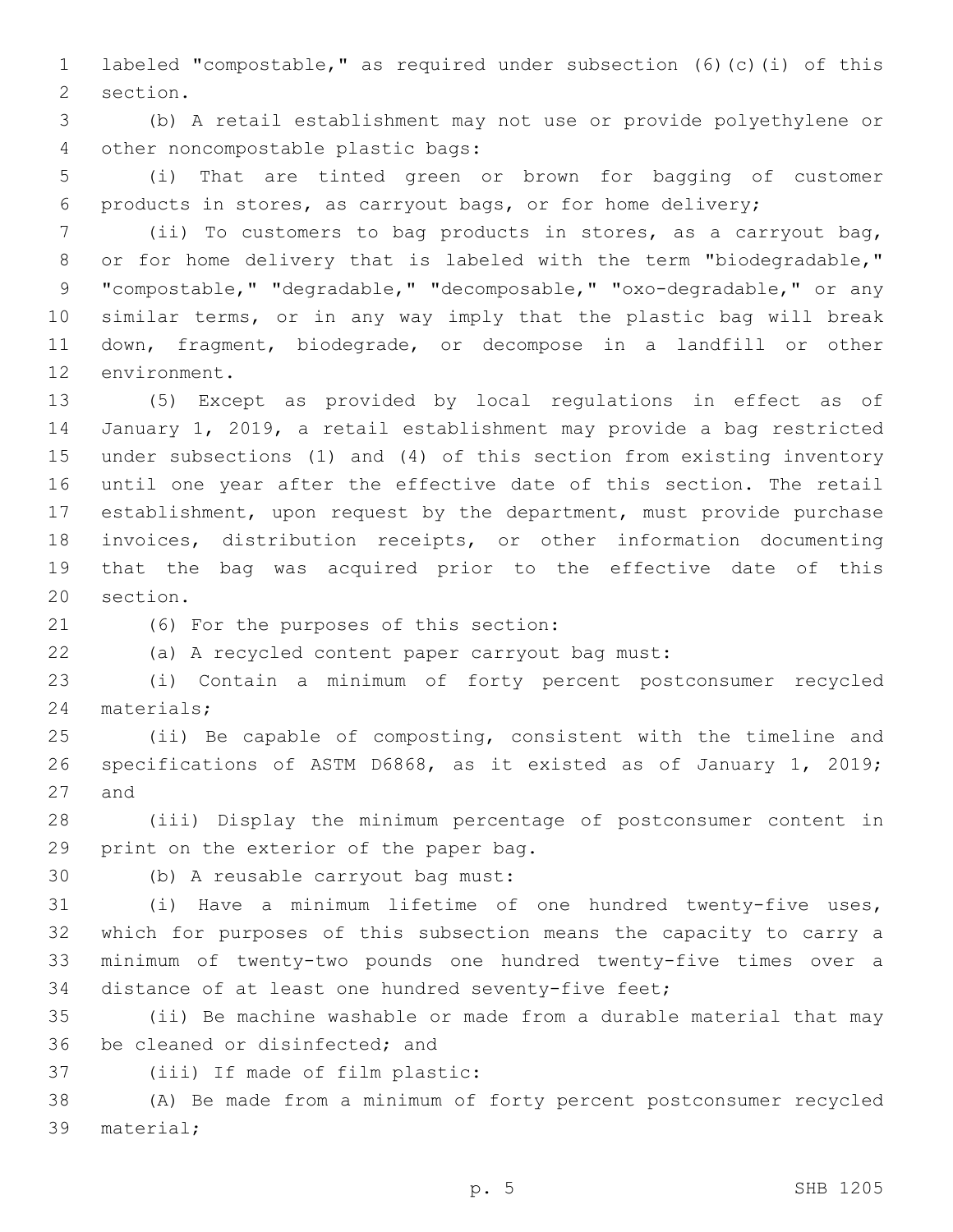labeled "compostable," as required under subsection (6)(c)(i) of this section.

(b) A retail establishment may not use or provide polyethylene or other noncompostable plastic bags:

(i) That are tinted green or brown for bagging of customer products in stores, as carryout bags, or for home delivery;

(ii) To customers to bag products in stores, as a carryout bag, or for home delivery that is labeled with the term "biodegradable," "compostable," "degradable," "decomposable," "oxo-degradable," or any similar terms, or in any way imply that the plastic bag will break down, fragment, biodegrade, or decompose in a landfill or other environment.

(5) Except as provided by local regulations in effect as of January 1, 2019, a retail establishment may provide a bag restricted under subsections (1) and (4) of this section from existing inventory until one year after the effective date of this section. The retail establishment, upon request by the department, must provide purchase invoices, distribution receipts, or other information documenting that the bag was acquired prior to the effective date of this section.

(6) For the purposes of this section:

(a) A recycled content paper carryout bag must:

(i) Contain a minimum of forty percent postconsumer recycled materials;

(ii) Be capable of composting, consistent with the timeline and specifications of ASTM D6868, as it existed as of January 1, 2019; and

(iii) Display the minimum percentage of postconsumer content in print on the exterior of the paper bag.

(b) A reusable carryout bag must:

(i) Have a minimum lifetime of one hundred twenty-five uses, which for purposes of this subsection means the capacity to carry a minimum of twenty-two pounds one hundred twenty-five times over a distance of at least one hundred seventy-five feet;

(ii) Be machine washable or made from a durable material that may be cleaned or disinfected; and

(iii) If made of film plastic:

(A) Be made from a minimum of forty percent postconsumer recycled material;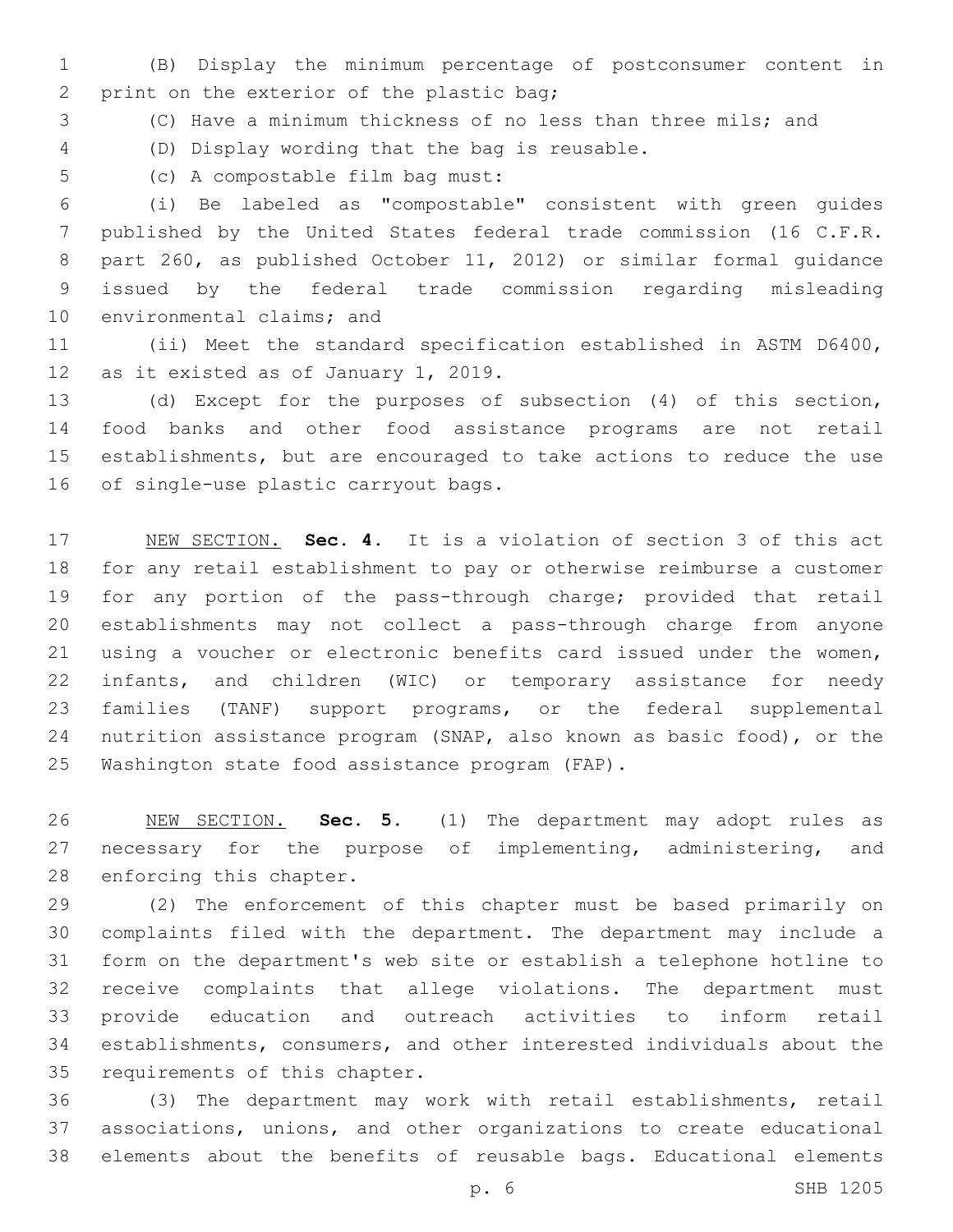(B) Display the minimum percentage of postconsumer content in print on the exterior of the plastic bag;

(C) Have a minimum thickness of no less than three mils; and

(D) Display wording that the bag is reusable.

(c) A compostable film bag must:

(i) Be labeled as "compostable" consistent with green guides published by the United States federal trade commission (16 C.F.R. part 260, as published October 11, 2012) or similar formal guidance issued by the federal trade commission regarding misleading environmental claims; and

(ii) Meet the standard specification established in ASTM D6400, as it existed as of January 1, 2019.

(d) Except for the purposes of subsection (4) of this section, food banks and other food assistance programs are not retail establishments, but are encouraged to take actions to reduce the use of single-use plastic carryout bags.

NEW SECTION. **Sec. 4.** It is a violation of section 3 of this act for any retail establishment to pay or otherwise reimburse a customer for any portion of the pass-through charge; provided that retail establishments may not collect a pass-through charge from anyone using a voucher or electronic benefits card issued under the women, infants, and children (WIC) or temporary assistance for needy families (TANF) support programs, or the federal supplemental nutrition assistance program (SNAP, also known as basic food), or the Washington state food assistance program (FAP).

NEW SECTION. **Sec. 5.** (1) The department may adopt rules as necessary for the purpose of implementing, administering, and enforcing this chapter.

(2) The enforcement of this chapter must be based primarily on complaints filed with the department. The department may include a form on the department's web site or establish a telephone hotline to receive complaints that allege violations. The department must provide education and outreach activities to inform retail establishments, consumers, and other interested individuals about the requirements of this chapter.

(3) The department may work with retail establishments, retail associations, unions, and other organizations to create educational elements about the benefits of reusable bags. Educational elements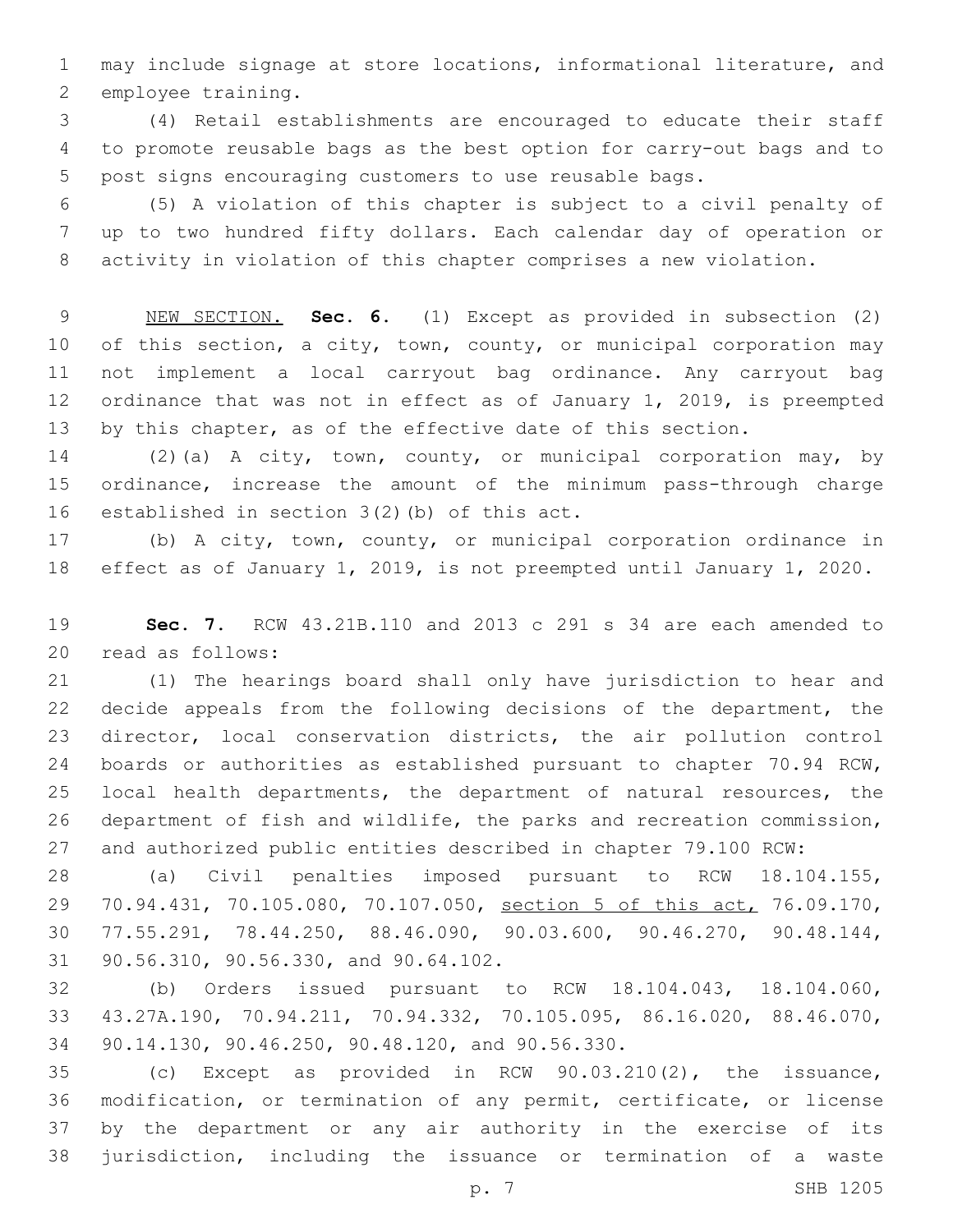may include signage at store locations, informational literature, and employee training.

(4) Retail establishments are encouraged to educate their staff to promote reusable bags as the best option for carry-out bags and to post signs encouraging customers to use reusable bags.

(5) A violation of this chapter is subject to a civil penalty of up to two hundred fifty dollars. Each calendar day of operation or activity in violation of this chapter comprises a new violation.

NEW SECTION. **Sec. 6.** (1) Except as provided in subsection (2) of this section, a city, town, county, or municipal corporation may not implement a local carryout bag ordinance. Any carryout bag ordinance that was not in effect as of January 1, 2019, is preempted by this chapter, as of the effective date of this section.

(2)(a) A city, town, county, or municipal corporation may, by ordinance, increase the amount of the minimum pass-through charge established in section 3(2)(b) of this act.

(b) A city, town, county, or municipal corporation ordinance in effect as of January 1, 2019, is not preempted until January 1, 2020.

**Sec. 7.** RCW 43.21B.110 and 2013 c 291 s 34 are each amended to read as follows:

(1) The hearings board shall only have jurisdiction to hear and decide appeals from the following decisions of the department, the director, local conservation districts, the air pollution control boards or authorities as established pursuant to chapter 70.94 RCW, local health departments, the department of natural resources, the department of fish and wildlife, the parks and recreation commission, and authorized public entities described in chapter 79.100 RCW:

(a) Civil penalties imposed pursuant to RCW 18.104.155, 70.94.431, 70.105.080, 70.107.050, section 5 of this act, 76.09.170, 77.55.291, 78.44.250, 88.46.090, 90.03.600, 90.46.270, 90.48.144, 90.56.310, 90.56.330, and 90.64.102.

(b) Orders issued pursuant to RCW 18.104.043, 18.104.060, 43.27A.190, 70.94.211, 70.94.332, 70.105.095, 86.16.020, 88.46.070, 90.14.130, 90.46.250, 90.48.120, and 90.56.330.

(c) Except as provided in RCW 90.03.210(2), the issuance, modification, or termination of any permit, certificate, or license by the department or any air authority in the exercise of its jurisdiction, including the issuance or termination of a waste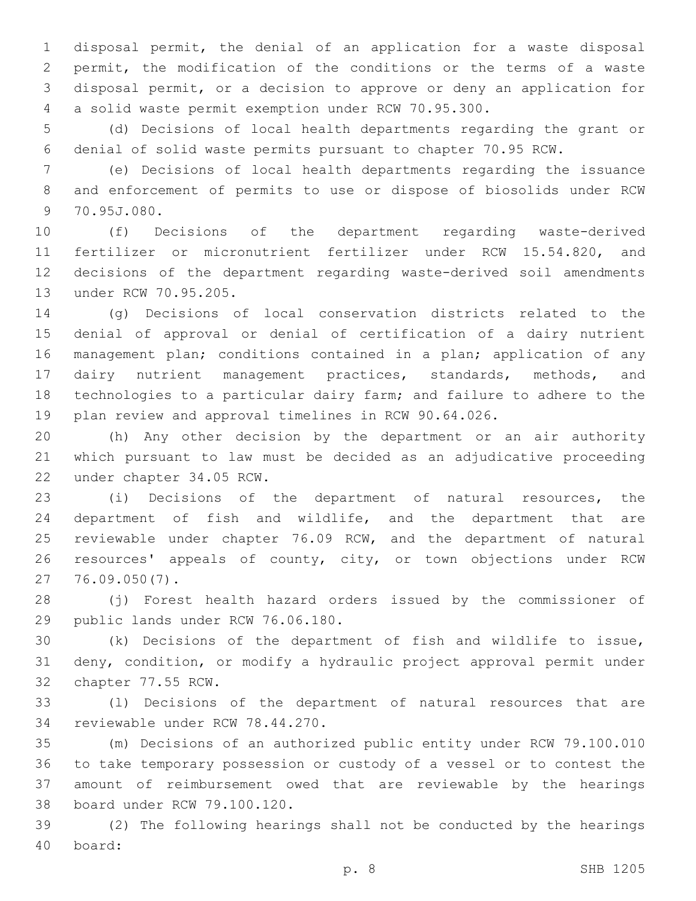disposal permit, the denial of an application for a waste disposal permit, the modification of the conditions or the terms of a waste disposal permit, or a decision to approve or deny an application for a solid waste permit exemption under RCW 70.95.300.

(d) Decisions of local health departments regarding the grant or denial of solid waste permits pursuant to chapter 70.95 RCW.

(e) Decisions of local health departments regarding the issuance and enforcement of permits to use or dispose of biosolids under RCW 70.95J.080.

(f) Decisions of the department regarding waste-derived fertilizer or micronutrient fertilizer under RCW 15.54.820, and decisions of the department regarding waste-derived soil amendments under RCW 70.95.205.

(g) Decisions of local conservation districts related to the denial of approval or denial of certification of a dairy nutrient management plan; conditions contained in a plan; application of any dairy nutrient management practices, standards, methods, and technologies to a particular dairy farm; and failure to adhere to the plan review and approval timelines in RCW 90.64.026.

(h) Any other decision by the department or an air authority which pursuant to law must be decided as an adjudicative proceeding under chapter 34.05 RCW.

(i) Decisions of the department of natural resources, the department of fish and wildlife, and the department that are reviewable under chapter 76.09 RCW, and the department of natural resources' appeals of county, city, or town objections under RCW 76.09.050(7).

(j) Forest health hazard orders issued by the commissioner of public lands under RCW 76.06.180.

(k) Decisions of the department of fish and wildlife to issue, deny, condition, or modify a hydraulic project approval permit under chapter 77.55 RCW.

(l) Decisions of the department of natural resources that are reviewable under RCW 78.44.270.

(m) Decisions of an authorized public entity under RCW 79.100.010 to take temporary possession or custody of a vessel or to contest the amount of reimbursement owed that are reviewable by the hearings board under RCW 79.100.120.

(2) The following hearings shall not be conducted by the hearings board: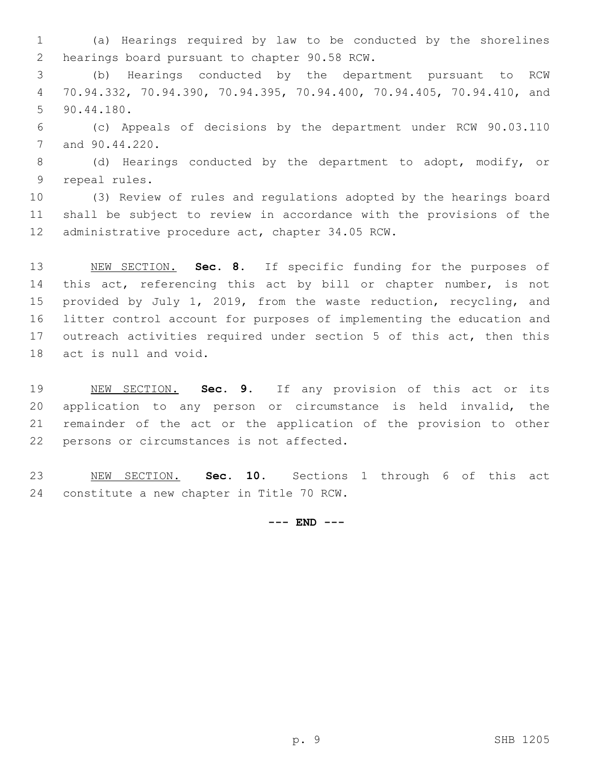(a) Hearings required by law to be conducted by the shorelines hearings board pursuant to chapter 90.58 RCW.

(b) Hearings conducted by the department pursuant to RCW 70.94.332, 70.94.390, 70.94.395, 70.94.400, 70.94.405, 70.94.410, and 90.44.180.

(c) Appeals of decisions by the department under RCW 90.03.110 and 90.44.220.

(d) Hearings conducted by the department to adopt, modify, or repeal rules.

(3) Review of rules and regulations adopted by the hearings board shall be subject to review in accordance with the provisions of the administrative procedure act, chapter 34.05 RCW.

NEW SECTION. **Sec. 8.** If specific funding for the purposes of this act, referencing this act by bill or chapter number, is not provided by July 1, 2019, from the waste reduction, recycling, and litter control account for purposes of implementing the education and outreach activities required under section 5 of this act, then this act is null and void.

NEW SECTION. **Sec. 9.** If any provision of this act or its application to any person or circumstance is held invalid, the remainder of the act or the application of the provision to other persons or circumstances is not affected.

NEW SECTION. **Sec. 10.** Sections 1 through 6 of this act constitute a new chapter in Title 70 RCW.

**--- END ---**